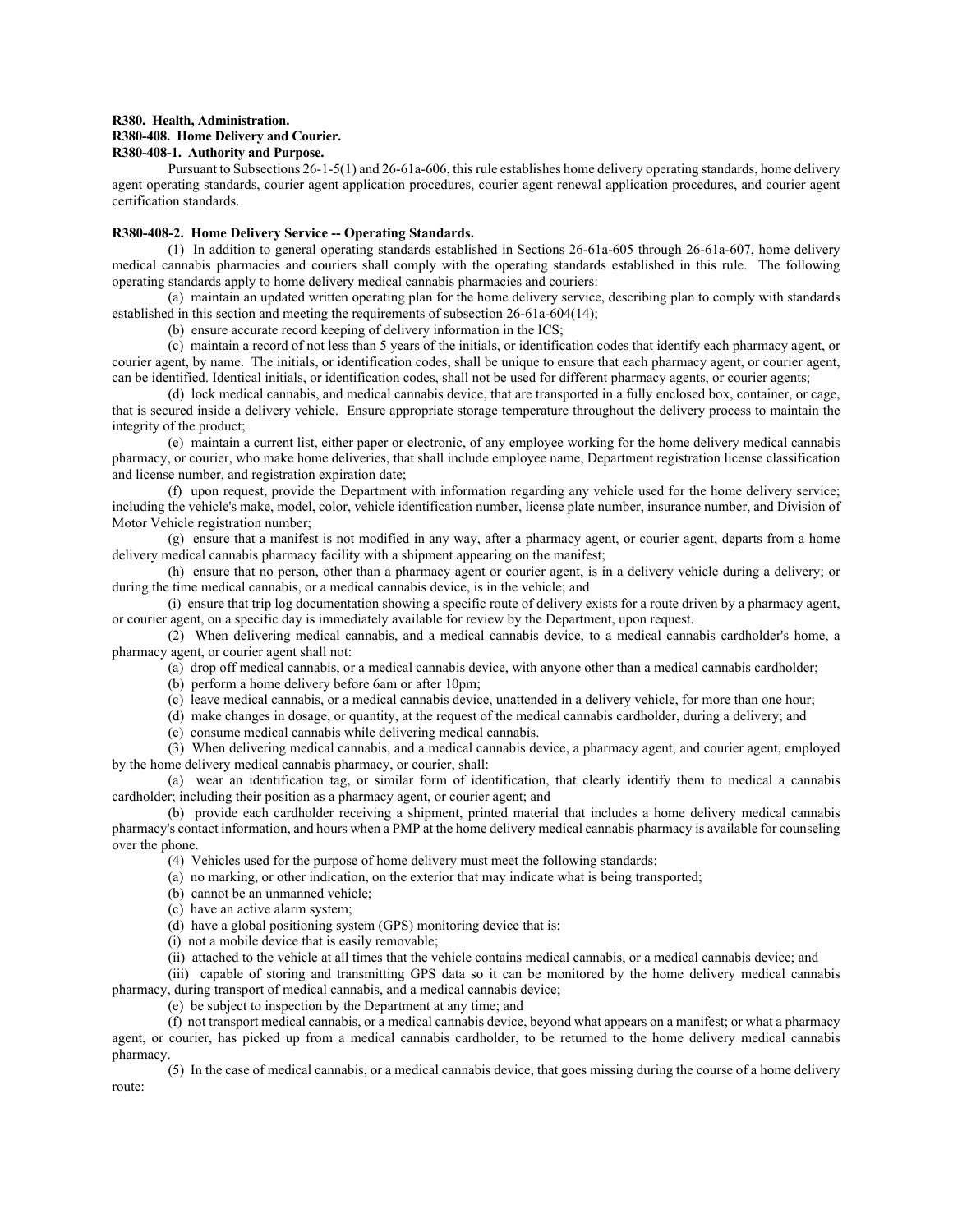**R380. Health, Administration.**

**R380-408. Home Delivery and Courier.**

**R380-408-1. Authority and Purpose.**

Pursuant to Subsections 26-1-5(1) and 26-61a-606, this rule establishes home delivery operating standards, home delivery agent operating standards, courier agent application procedures, courier agent renewal application procedures, and courier agent certification standards.

**R380-408-2. Home Delivery Service -- Operating Standards.**

(1) In addition to general operating standards established in Sections 26-61a-605 through 26-61a-607, home delivery medical cannabis pharmacies and couriers shall comply with the operating standards established in this rule. The following operating standards apply to home delivery medical cannabis pharmacies and couriers:

(a) maintain an updated written operating plan for the home delivery service, describing plan to comply with standards established in this section and meeting the requirements of subsection 26-61a-604(14);

(b) ensure accurate record keeping of delivery information in the ICS;

(c) maintain a record of not less than 5 years of the initials, or identification codes that identify each pharmacy agent, or courier agent, by name. The initials, or identification codes, shall be unique to ensure that each pharmacy agent, or courier agent, can be identified. Identical initials, or identification codes, shall not be used for different pharmacy agents, or courier agents;

(d) lock medical cannabis, and medical cannabis device, that are transported in a fully enclosed box, container, or cage, that is secured inside a delivery vehicle. Ensure appropriate storage temperature throughout the delivery process to maintain the integrity of the product;

(e) maintain a current list, either paper or electronic, of any employee working for the home delivery medical cannabis pharmacy, or courier, who make home deliveries, that shall include employee name, Department registration license classification and license number, and registration expiration date;

(f) upon request, provide the Department with information regarding any vehicle used for the home delivery service; including the vehicle's make, model, color, vehicle identification number, license plate number, insurance number, and Division of Motor Vehicle registration number;

(g) ensure that a manifest is not modified in any way, after a pharmacy agent, or courier agent, departs from a home delivery medical cannabis pharmacy facility with a shipment appearing on the manifest;

(h) ensure that no person, other than a pharmacy agent or courier agent, is in a delivery vehicle during a delivery; or during the time medical cannabis, or a medical cannabis device, is in the vehicle; and

(i) ensure that trip log documentation showing a specific route of delivery exists for a route driven by a pharmacy agent, or courier agent, on a specific day is immediately available for review by the Department, upon request.

(2) When delivering medical cannabis, and a medical cannabis device, to a medical cannabis cardholder's home, a pharmacy agent, or courier agent shall not:

(a) drop off medical cannabis, or a medical cannabis device, with anyone other than a medical cannabis cardholder;

(b) perform a home delivery before 6am or after 10pm;

(c) leave medical cannabis, or a medical cannabis device, unattended in a delivery vehicle, for more than one hour;

(d) make changes in dosage, or quantity, at the request of the medical cannabis cardholder, during a delivery; and

(e) consume medical cannabis while delivering medical cannabis.

(3) When delivering medical cannabis, and a medical cannabis device, a pharmacy agent, and courier agent, employed by the home delivery medical cannabis pharmacy, or courier, shall:

(a) wear an identification tag, or similar form of identification, that clearly identify them to medical a cannabis cardholder; including their position as a pharmacy agent, or courier agent; and

(b) provide each cardholder receiving a shipment, printed material that includes a home delivery medical cannabis pharmacy's contact information, and hours when a PMP at the home delivery medical cannabis pharmacy is available for counseling over the phone.

(4) Vehicles used for the purpose of home delivery must meet the following standards:

(a) no marking, or other indication, on the exterior that may indicate what is being transported;

(b) cannot be an unmanned vehicle;

(c) have an active alarm system;

(d) have a global positioning system (GPS) monitoring device that is:

(i) not a mobile device that is easily removable;

(ii) attached to the vehicle at all times that the vehicle contains medical cannabis, or a medical cannabis device; and

(iii) capable of storing and transmitting GPS data so it can be monitored by the home delivery medical cannabis pharmacy, during transport of medical cannabis, and a medical cannabis device;

(e) be subject to inspection by the Department at any time; and

(f) not transport medical cannabis, or a medical cannabis device, beyond what appears on a manifest; or what a pharmacy agent, or courier, has picked up from a medical cannabis cardholder, to be returned to the home delivery medical cannabis pharmacy.

(5) In the case of medical cannabis, or a medical cannabis device, that goes missing during the course of a home delivery route: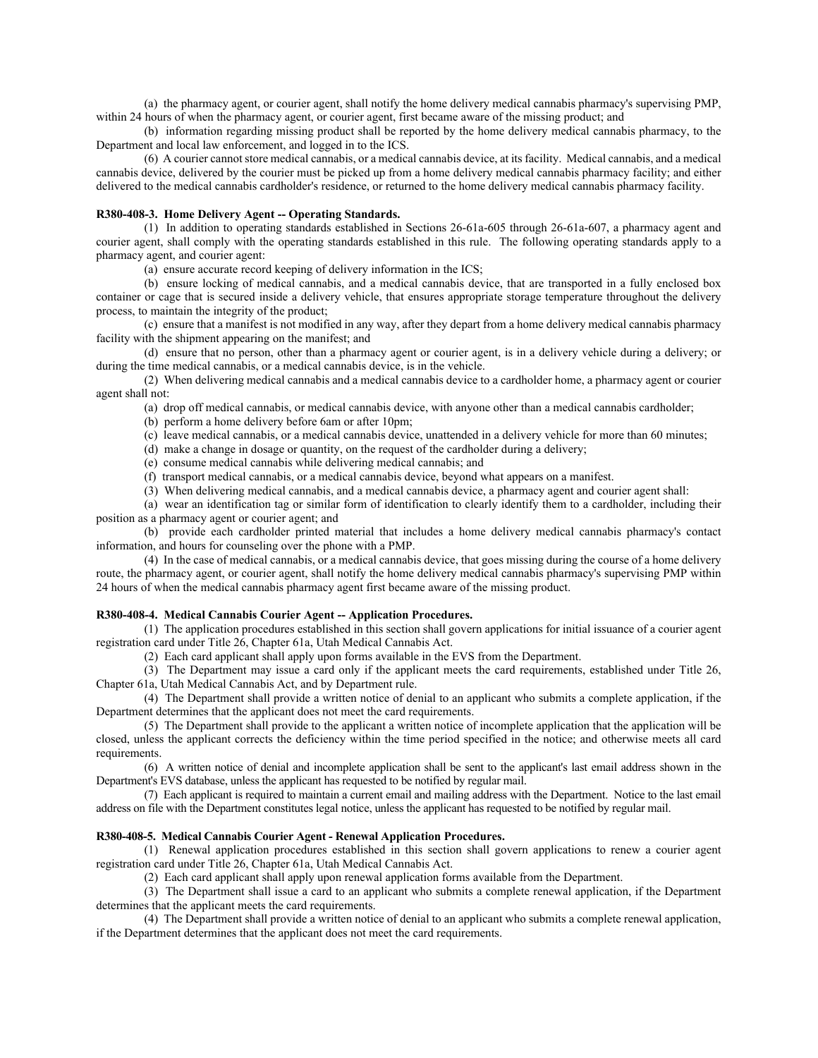(a) the pharmacy agent, or courier agent, shall notify the home delivery medical cannabis pharmacy's supervising PMP, within 24 hours of when the pharmacy agent, or courier agent, first became aware of the missing product; and

(b) information regarding missing product shall be reported by the home delivery medical cannabis pharmacy, to the Department and local law enforcement, and logged in to the ICS.

(6) A courier cannot store medical cannabis, or a medical cannabis device, at its facility. Medical cannabis, and a medical cannabis device, delivered by the courier must be picked up from a home delivery medical cannabis pharmacy facility; and either delivered to the medical cannabis cardholder's residence, or returned to the home delivery medical cannabis pharmacy facility.

**R380-408-3. Home Delivery Agent -- Operating Standards.**

(1) In addition to operating standards established in Sections 26-61a-605 through 26-61a-607, a pharmacy agent and courier agent, shall comply with the operating standards established in this rule. The following operating standards apply to a pharmacy agent, and courier agent:

(a) ensure accurate record keeping of delivery information in the ICS;

(b) ensure locking of medical cannabis, and a medical cannabis device, that are transported in a fully enclosed box container or cage that is secured inside a delivery vehicle, that ensures appropriate storage temperature throughout the delivery process, to maintain the integrity of the product;

(c) ensure that a manifest is not modified in any way, after they depart from a home delivery medical cannabis pharmacy facility with the shipment appearing on the manifest; and

(d) ensure that no person, other than a pharmacy agent or courier agent, is in a delivery vehicle during a delivery; or during the time medical cannabis, or a medical cannabis device, is in the vehicle.

(2) When delivering medical cannabis and a medical cannabis device to a cardholder home, a pharmacy agent or courier agent shall not:

(a) drop off medical cannabis, or medical cannabis device, with anyone other than a medical cannabis cardholder;

(b) perform a home delivery before 6am or after 10pm;

(c) leave medical cannabis, or a medical cannabis device, unattended in a delivery vehicle for more than 60 minutes;

(d) make a change in dosage or quantity, on the request of the cardholder during a delivery;

(e) consume medical cannabis while delivering medical cannabis; and

(f) transport medical cannabis, or a medical cannabis device, beyond what appears on a manifest.

(3) When delivering medical cannabis, and a medical cannabis device, a pharmacy agent and courier agent shall:

(a) wear an identification tag or similar form of identification to clearly identify them to a cardholder, including their position as a pharmacy agent or courier agent; and

(b) provide each cardholder printed material that includes a home delivery medical cannabis pharmacy's contact information, and hours for counseling over the phone with a PMP.

(4) In the case of medical cannabis, or a medical cannabis device, that goes missing during the course of a home delivery route, the pharmacy agent, or courier agent, shall notify the home delivery medical cannabis pharmacy's supervising PMP within 24 hours of when the medical cannabis pharmacy agent first became aware of the missing product.

**R380-408-4. Medical Cannabis Courier Agent -- Application Procedures.**

(1) The application procedures established in this section shall govern applications for initial issuance of a courier agent registration card under Title 26, Chapter 61a, Utah Medical Cannabis Act.

(2) Each card applicant shall apply upon forms available in the EVS from the Department.

(3) The Department may issue a card only if the applicant meets the card requirements, established under Title 26, Chapter 61a, Utah Medical Cannabis Act, and by Department rule.

(4) The Department shall provide a written notice of denial to an applicant who submits a complete application, if the Department determines that the applicant does not meet the card requirements.

(5) The Department shall provide to the applicant a written notice of incomplete application that the application will be closed, unless the applicant corrects the deficiency within the time period specified in the notice; and otherwise meets all card requirements.

(6) A written notice of denial and incomplete application shall be sent to the applicant's last email address shown in the Department's EVS database, unless the applicant has requested to be notified by regular mail.

(7) Each applicant is required to maintain a current email and mailing address with the Department. Notice to the last email address on file with the Department constitutes legal notice, unless the applicant has requested to be notified by regular mail.

**R380-408-5. Medical Cannabis Courier Agent - Renewal Application Procedures.**

(1) Renewal application procedures established in this section shall govern applications to renew a courier agent registration card under Title 26, Chapter 61a, Utah Medical Cannabis Act.

(2) Each card applicant shall apply upon renewal application forms available from the Department.

(3) The Department shall issue a card to an applicant who submits a complete renewal application, if the Department determines that the applicant meets the card requirements.

(4) The Department shall provide a written notice of denial to an applicant who submits a complete renewal application, if the Department determines that the applicant does not meet the card requirements.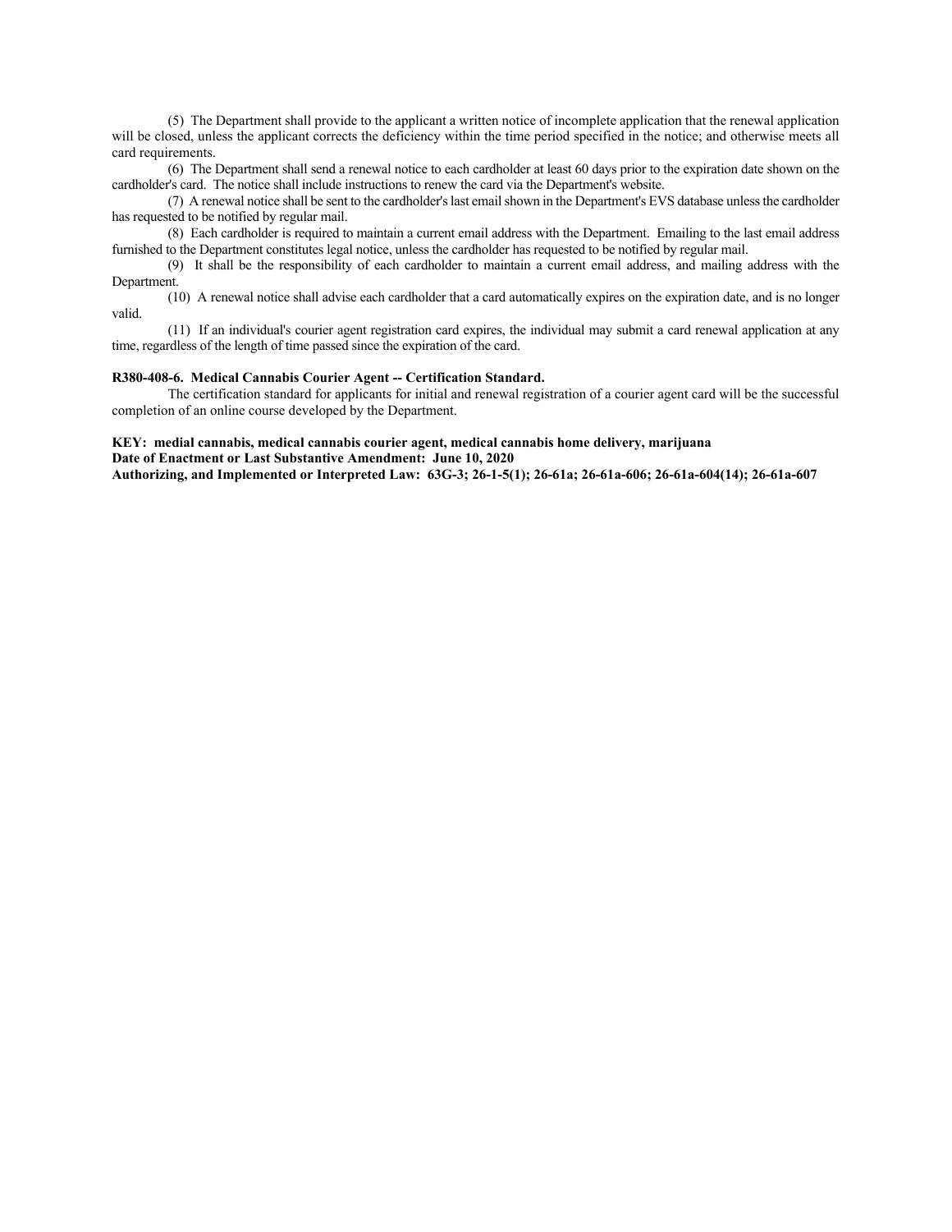(5) The Department shall provide to the applicant a written notice of incomplete application that the renewal application will be closed, unless the applicant corrects the deficiency within the time period specified in the notice; and otherwise meets all card requirements.

(6) The Department shall send a renewal notice to each cardholder at least 60 days prior to the expiration date shown on the cardholder's card. The notice shall include instructions to renew the card via the Department's website.

(7) A renewal notice shall be sent to the cardholder's last email shown in the Department's EVS database unless the cardholder has requested to be notified by regular mail.

(8) Each cardholder is required to maintain a current email address with the Department. Emailing to the last email address furnished to the Department constitutes legal notice, unless the cardholder has requested to be notified by regular mail.

(9) It shall be the responsibility of each cardholder to maintain a current email address, and mailing address with the Department.

(10) A renewal notice shall advise each cardholder that a card automatically expires on the expiration date, and is no longer valid.

(11) If an individual's courier agent registration card expires, the individual may submit a card renewal application at any time, regardless of the length of time passed since the expiration of the card.

**R380-408-6. Medical Cannabis Courier Agent -- Certification Standard.**

The certification standard for applicants for initial and renewal registration of a courier agent card will be the successful completion of an online course developed by the Department.

**KEY: medial cannabis, medical cannabis courier agent, medical cannabis home delivery, marijuana**
**Date of Enactment or Last Substantive Amendment: June 10, 2020**
**Authorizing, and Implemented or Interpreted Law: 63G-3; 26-1-5(1); 26-61a; 26-61a-606; 26-61a-604(14); 26-61a-607**